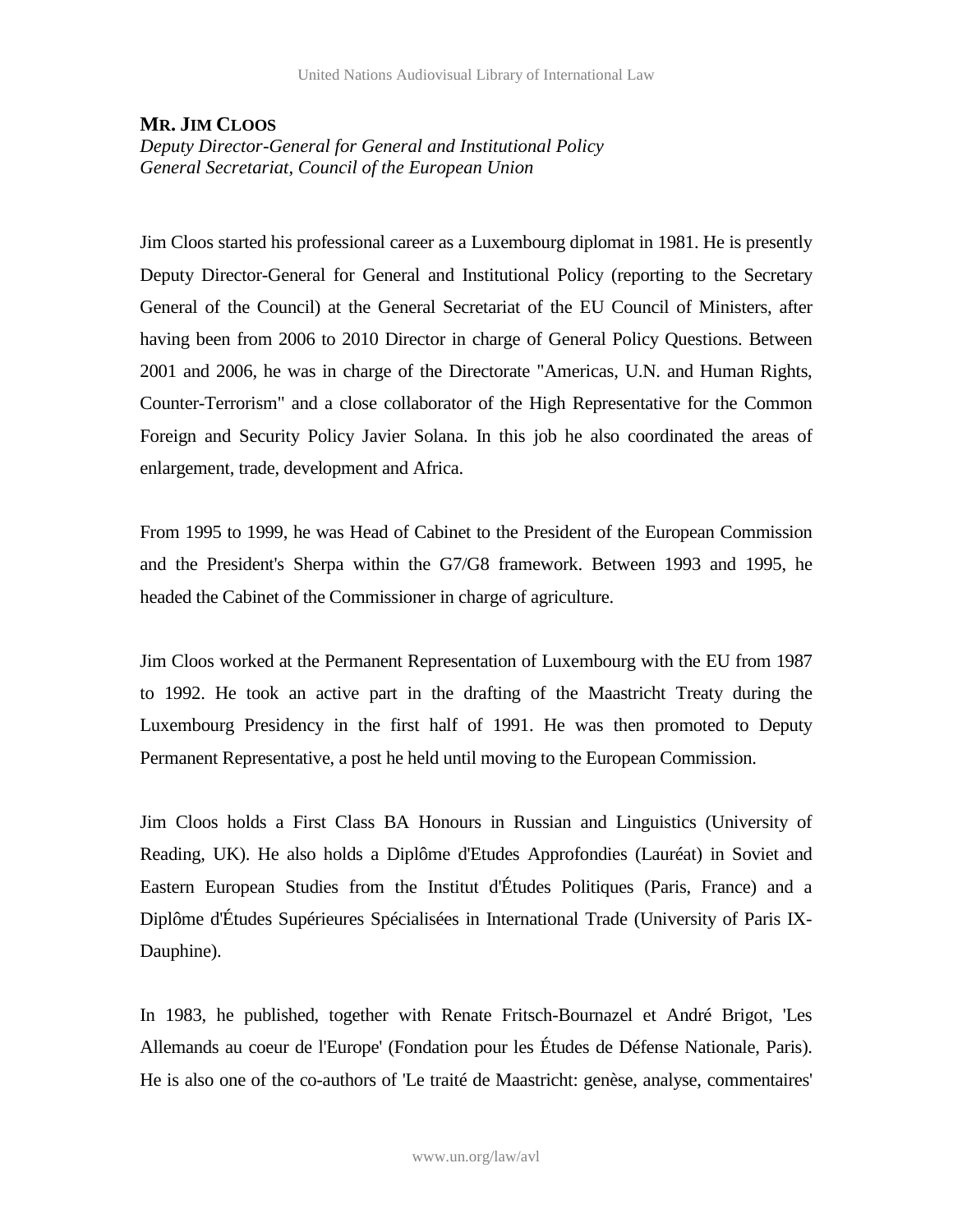**MR. JIM CLOOS**

*Deputy Director-General for General and Institutional Policy*
*General Secretariat, Council of the European Union*

Jim Cloos started his professional career as a Luxembourg diplomat in 1981. He is presently Deputy Director-General for General and Institutional Policy (reporting to the Secretary General of the Council) at the General Secretariat of the EU Council of Ministers, after having been from 2006 to 2010 Director in charge of General Policy Questions. Between 2001 and 2006, he was in charge of the Directorate "Americas, U.N. and Human Rights, Counter-Terrorism" and a close collaborator of the High Representative for the Common Foreign and Security Policy Javier Solana. In this job he also coordinated the areas of enlargement, trade, development and Africa.

From 1995 to 1999, he was Head of Cabinet to the President of the European Commission and the President's Sherpa within the G7/G8 framework. Between 1993 and 1995, he headed the Cabinet of the Commissioner in charge of agriculture.

Jim Cloos worked at the Permanent Representation of Luxembourg with the EU from 1987 to 1992. He took an active part in the drafting of the Maastricht Treaty during the Luxembourg Presidency in the first half of 1991. He was then promoted to Deputy Permanent Representative, a post he held until moving to the European Commission.

Jim Cloos holds a First Class BA Honours in Russian and Linguistics (University of Reading, UK). He also holds a Diplôme d'Etudes Approfondies (Lauréat) in Soviet and Eastern European Studies from the Institut d'Études Politiques (Paris, France) and a Diplôme d'Études Supérieures Spécialisées in International Trade (University of Paris IX-Dauphine).

In 1983, he published, together with Renate Fritsch-Bournazel et André Brigot, 'Les Allemands au coeur de l'Europe' (Fondation pour les Études de Défense Nationale, Paris). He is also one of the co-authors of 'Le traité de Maastricht: genèse, analyse, commentaires'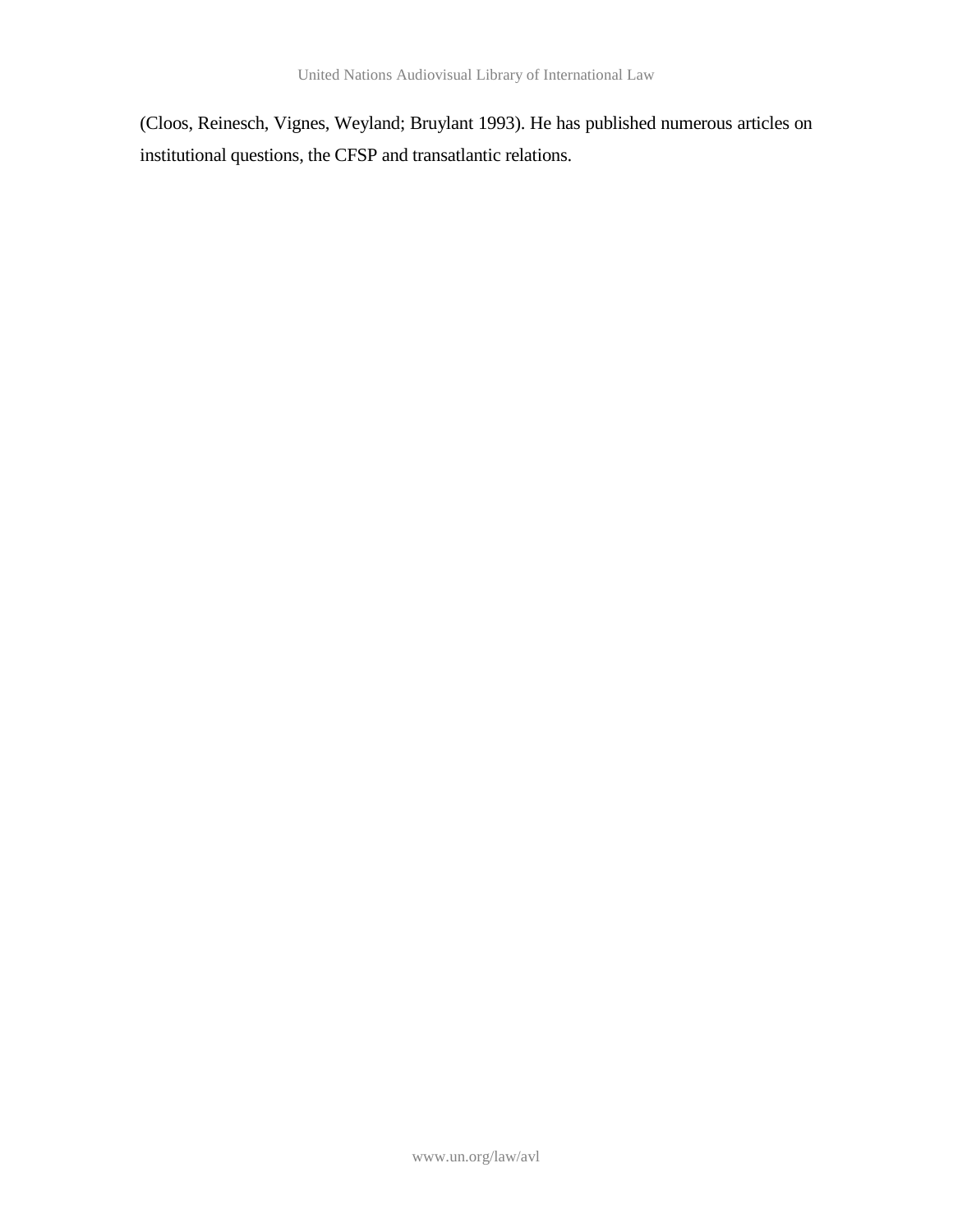(Cloos, Reinesch, Vignes, Weyland; Bruylant 1993). He has published numerous articles on institutional questions, the CFSP and transatlantic relations.